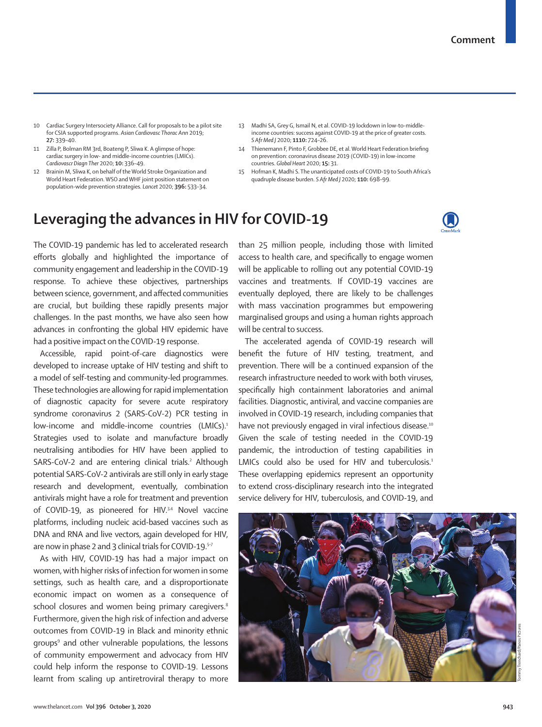10 Cardiac Surgery Intersociety Alliance. Call for proposals to be a pilot site for CSIA supported programs. *Asian Cardiovasc Thorac Ann* 2019; **27:** 339–40.

11 Zilla P, Bolman RM 3rd, Boateng P, Sliwa K. A glimpse of hope: cardiac surgery in low- and middle-income countries (LMICs). *Cardiovascr Diagn Ther* 2020; **10:** 336–49.

12 Brainin M, Sliwa K, on behalf of the World Stroke Organization and World Heart Federation. WSO and WHF joint position statement on population-wide prevention strategies. *Lancet* 2020; **396:** 533–34.

13 Madhi SA, Grey G, Ismail N, et al. COVID-19 lockdown in low-to-middle-income countries: success against COVID-19 at the price of greater costs. *S Afr Med J* 2020; **1110:** 724–26.

14 Thienemann F, Pinto F, Grobbee DE, et al. World Heart Federation briefing on prevention: coronavirus disease 2019 (COVID-19) in low-income countries. *Global Heart* 2020; **15:** 31.

15 Hofman K, Madhi S. The unanticipated costs of COVID-19 to South Africa's quadruple disease burden. *S Afr Med J* 2020; **110:** 698–99.

# Leveraging the advances in HIV for COVID-19

The COVID-19 pandemic has led to accelerated research efforts globally and highlighted the importance of community engagement and leadership in the COVID-19 response. To achieve these objectives, partnerships between science, government, and affected communities are crucial, but building these rapidly presents major challenges. In the past months, we have also seen how advances in confronting the global HIV epidemic have had a positive impact on the COVID-19 response.

Accessible, rapid point-of-care diagnostics were developed to increase uptake of HIV testing and shift to a model of self-testing and community-led programmes. These technologies are allowing for rapid implementation of diagnostic capacity for severe acute respiratory syndrome coronavirus 2 (SARS-CoV-2) PCR testing in low-income and middle-income countries (LMICs).[1] Strategies used to isolate and manufacture broadly neutralising antibodies for HIV have been applied to SARS-CoV-2 and are entering clinical trials.[2] Although potential SARS-CoV-2 antivirals are still only in early stage research and development, eventually, combination antivirals might have a role for treatment and prevention of COVID-19, as pioneered for HIV.[3,4] Novel vaccine platforms, including nucleic acid-based vaccines such as DNA and RNA and live vectors, again developed for HIV, are now in phase 2 and 3 clinical trials for COVID-19.[5–7]

As with HIV, COVID-19 has had a major impact on women, with higher risks of infection for women in some settings, such as health care, and a disproportionate economic impact on women as a consequence of school closures and women being primary caregivers.[8] Furthermore, given the high risk of infection and adverse outcomes from COVID-19 in Black and minority ethnic groups[9] and other vulnerable populations, the lessons of community empowerment and advocacy from HIV could help inform the response to COVID-19. Lessons learnt from scaling up antiretroviral therapy to more than 25 million people, including those with limited access to health care, and specifically to engage women will be applicable to rolling out any potential COVID-19 vaccines and treatments. If COVID-19 vaccines are eventually deployed, there are likely to be challenges with mass vaccination programmes but empowering marginalised groups and using a human rights approach will be central to success.

The accelerated agenda of COVID-19 research will benefit the future of HIV testing, treatment, and prevention. There will be a continued expansion of the research infrastructure needed to work with both viruses, specifically high containment laboratories and animal facilities. Diagnostic, antiviral, and vaccine companies are involved in COVID-19 research, including companies that have not previously engaged in viral infectious disease.[10] Given the scale of testing needed in the COVID-19 pandemic, the introduction of testing capabilities in LMICs could also be used for HIV and tuberculosis.[1] These overlapping epidemics represent an opportunity to extend cross-disciplinary research into the integrated service delivery for HIV, tuberculosis, and COVID-19, and

Tommy Trenchard/Panos Pictures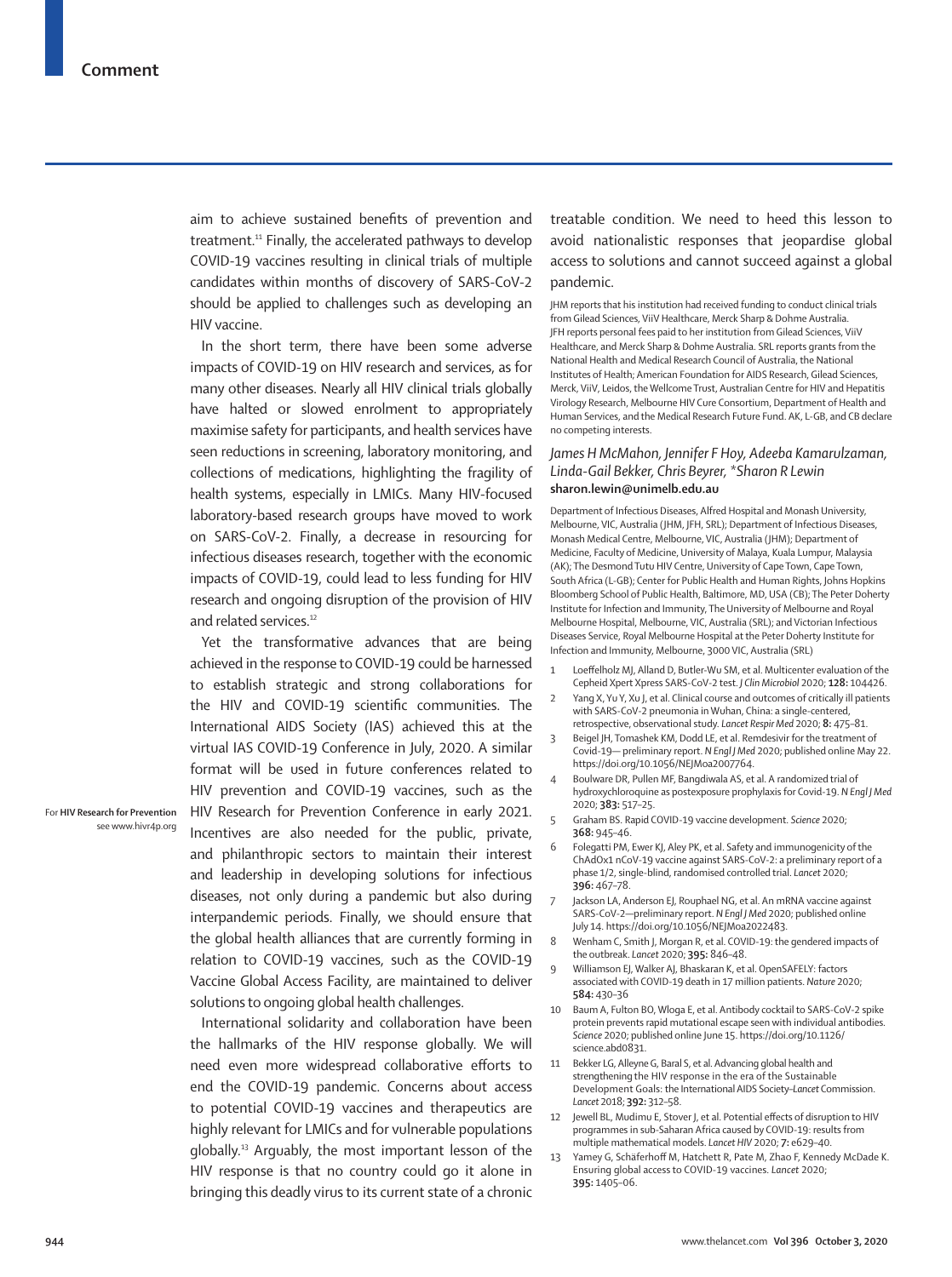aim to achieve sustained benefits of prevention and treatment.[11] Finally, the accelerated pathways to develop COVID-19 vaccines resulting in clinical trials of multiple candidates within months of discovery of SARS-CoV-2 should be applied to challenges such as developing an HIV vaccine.

In the short term, there have been some adverse impacts of COVID-19 on HIV research and services, as for many other diseases. Nearly all HIV clinical trials globally have halted or slowed enrolment to appropriately maximise safety for participants, and health services have seen reductions in screening, laboratory monitoring, and collections of medications, highlighting the fragility of health systems, especially in LMICs. Many HIV-focused laboratory-based research groups have moved to work on SARS-CoV-2. Finally, a decrease in resourcing for infectious diseases research, together with the economic impacts of COVID-19, could lead to less funding for HIV research and ongoing disruption of the provision of HIV and related services.[12]

Yet the transformative advances that are being achieved in the response to COVID-19 could be harnessed to establish strategic and strong collaborations for the HIV and COVID-19 scientific communities. The International AIDS Society (IAS) achieved this at the virtual IAS COVID-19 Conference in July, 2020. A similar format will be used in future conferences related to HIV prevention and COVID-19 vaccines, such as the HIV Research for Prevention Conference in early 2021. Incentives are also needed for the public, private, and philanthropic sectors to maintain their interest and leadership in developing solutions for infectious diseases, not only during a pandemic but also during interpandemic periods. Finally, we should ensure that the global health alliances that are currently forming in relation to COVID-19 vaccines, such as the COVID-19 Vaccine Global Access Facility, are maintained to deliver solutions to ongoing global health challenges.

For **HIV Research for Prevention** see www.hivr4p.org

International solidarity and collaboration have been the hallmarks of the HIV response globally. We will need even more widespread collaborative efforts to end the COVID-19 pandemic. Concerns about access to potential COVID-19 vaccines and therapeutics are highly relevant for LMICs and for vulnerable populations globally.[13] Arguably, the most important lesson of the HIV response is that no country could go it alone in bringing this deadly virus to its current state of a chronic treatable condition. We need to heed this lesson to avoid nationalistic responses that jeopardise global access to solutions and cannot succeed against a global pandemic.

JHM reports that his institution had received funding to conduct clinical trials from Gilead Sciences, ViiV Healthcare, Merck Sharp & Dohme Australia. JFH reports personal fees paid to her institution from Gilead Sciences, ViiV Healthcare, and Merck Sharp & Dohme Australia. SRL reports grants from the National Health and Medical Research Council of Australia, the National Institutes of Health; American Foundation for AIDS Research, Gilead Sciences, Merck, ViiV, Leidos, the Wellcome Trust, Australian Centre for HIV and Hepatitis Virology Research, Melbourne HIV Cure Consortium, Department of Health and Human Services, and the Medical Research Future Fund. AK, L-GB, and CB declare no competing interests.

*James H McMahon, Jennifer F Hoy, Adeeba Kamarulzaman, Linda-Gail Bekker, Chris Beyrer, *Sharon R Lewin*
**sharon.lewin@unimelb.edu.au**

Department of Infectious Diseases, Alfred Hospital and Monash University, Melbourne, VIC, Australia (JHM, JFH, SRL); Department of Infectious Diseases, Monash Medical Centre, Melbourne, VIC, Australia (JHM); Department of Medicine, Faculty of Medicine, University of Malaya, Kuala Lumpur, Malaysia (AK); The Desmond Tutu HIV Centre, University of Cape Town, Cape Town, South Africa (L-GB); Center for Public Health and Human Rights, Johns Hopkins Bloomberg School of Public Health, Baltimore, MD, USA (CB); The Peter Doherty Institute for Infection and Immunity, The University of Melbourne and Royal Melbourne Hospital, Melbourne, VIC, Australia (SRL); and Victorian Infectious Diseases Service, Royal Melbourne Hospital at the Peter Doherty Institute for Infection and Immunity, Melbourne, 3000 VIC, Australia (SRL)

1. Loeffelholz MJ, Alland D, Butler-Wu SM, et al. Multicenter evaluation of the Cepheid Xpert Xpress SARS-CoV-2 test. *J Clin Microbiol* 2020; **128:** 104426.
2. Yang X, Yu Y, Xu J, et al. Clinical course and outcomes of critically ill patients with SARS-CoV-2 pneumonia in Wuhan, China: a single-centered, retrospective, observational study. *Lancet Respir Med* 2020; **8:** 475–81.
3. Beigel JH, Tomashek KM, Dodd LE, et al. Remdesivir for the treatment of Covid-19— preliminary report. *N Engl J Med* 2020; published online May 22. https://doi.org/10.1056/NEJMoa2007764.
4. Boulware DR, Pullen MF, Bangdiwala AS, et al. A randomized trial of hydroxychloroquine as postexposure prophylaxis for Covid-19. *N Engl J Med* 2020; **383:** 517–25.
5. Graham BS. Rapid COVID-19 vaccine development. *Science* 2020; **368:** 945–46.
6. Folegatti PM, Ewer KJ, Aley PK, et al. Safety and immunogenicity of the ChAdOx1 nCoV-19 vaccine against SARS-CoV-2: a preliminary report of a phase 1/2, single-blind, randomised controlled trial. *Lancet* 2020; **396:** 467–78.
7. Jackson LA, Anderson EJ, Rouphael NG, et al. An mRNA vaccine against SARS-CoV-2—preliminary report. *N Engl J Med* 2020; published online July 14. https://doi.org/10.1056/NEJMoa2022483.
8. Wenham C, Smith J, Morgan R, et al. COVID-19: the gendered impacts of the outbreak. *Lancet* 2020; **395:** 846–48.
9. Williamson EJ, Walker AJ, Bhaskaran K, et al. OpenSAFELY: factors associated with COVID-19 death in 17 million patients. *Nature* 2020; **584:** 430–36
10. Baum A, Fulton BO, Wloga E, et al. Antibody cocktail to SARS-CoV-2 spike protein prevents rapid mutational escape seen with individual antibodies. *Science* 2020; published online June 15. https://doi.org/10.1126/science.abd0831.
11. Bekker LG, Alleyne G, Baral S, et al. Advancing global health and strengthening the HIV response in the era of the Sustainable Development Goals: the International AIDS Society–*Lancet* Commission. *Lancet* 2018; **392:** 312–58.
12. Jewell BL, Mudimu E, Stover J, et al. Potential effects of disruption to HIV programmes in sub-Saharan Africa caused by COVID-19: results from multiple mathematical models. *Lancet HIV* 2020; **7:** e629–40.
13. Yamey G, Schäferhoff M, Hatchett R, Pate M, Zhao F, Kennedy McDade K. Ensuring global access to COVID-19 vaccines. *Lancet* 2020; **395:** 1405–06.